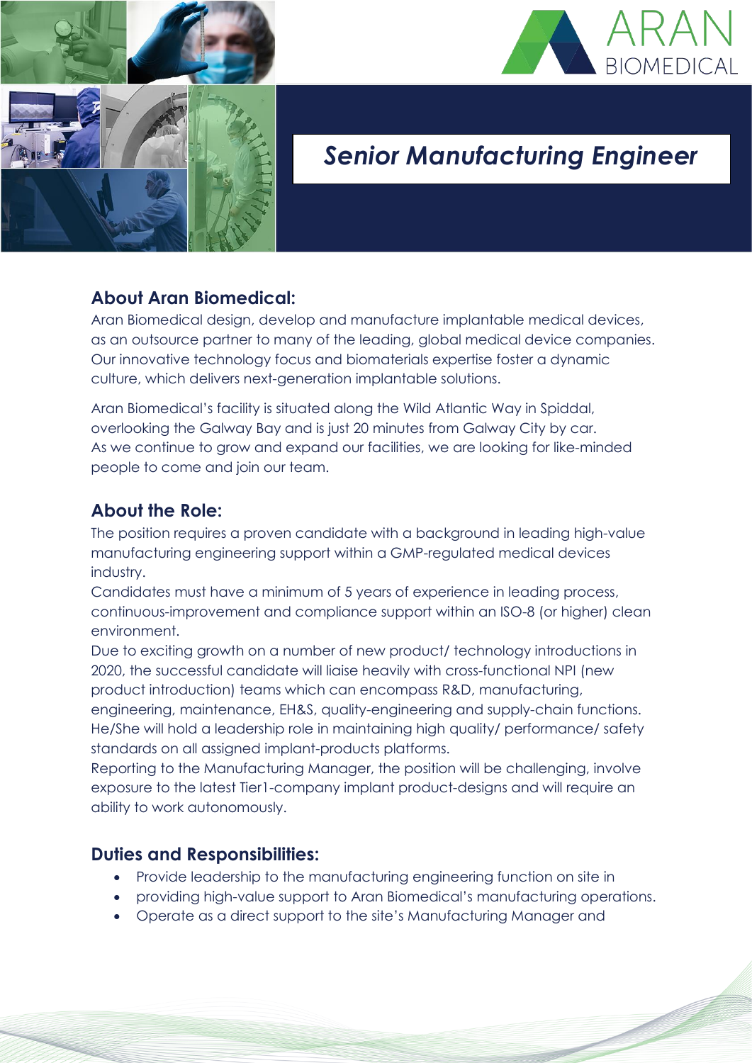ARAN
BIOMEDICAL

# *Senior Manufacturing Engineer*

## About Aran Biomedical:

Aran Biomedical design, develop and manufacture implantable medical devices, as an outsource partner to many of the leading, global medical device companies. Our innovative technology focus and biomaterials expertise foster a dynamic culture, which delivers next-generation implantable solutions.

Aran Biomedical's facility is situated along the Wild Atlantic Way in Spiddal, overlooking the Galway Bay and is just 20 minutes from Galway City by car. As we continue to grow and expand our facilities, we are looking for like-minded people to come and join our team.

## About the Role:

The position requires a proven candidate with a background in leading high-value manufacturing engineering support within a GMP-regulated medical devices industry.
Candidates must have a minimum of 5 years of experience in leading process, continuous-improvement and compliance support within an ISO-8 (or higher) clean environment.
Due to exciting growth on a number of new product/ technology introductions in 2020, the successful candidate will liaise heavily with cross-functional NPI (new product introduction) teams which can encompass R&D, manufacturing, engineering, maintenance, EH&S, quality-engineering and supply-chain functions. He/She will hold a leadership role in maintaining high quality/ performance/ safety standards on all assigned implant-products platforms.
Reporting to the Manufacturing Manager, the position will be challenging, involve exposure to the latest Tier1-company implant product-designs and will require an ability to work autonomously.

## Duties and Responsibilities:

- Provide leadership to the manufacturing engineering function on site in
- providing high-value support to Aran Biomedical's manufacturing operations.
- Operate as a direct support to the site's Manufacturing Manager and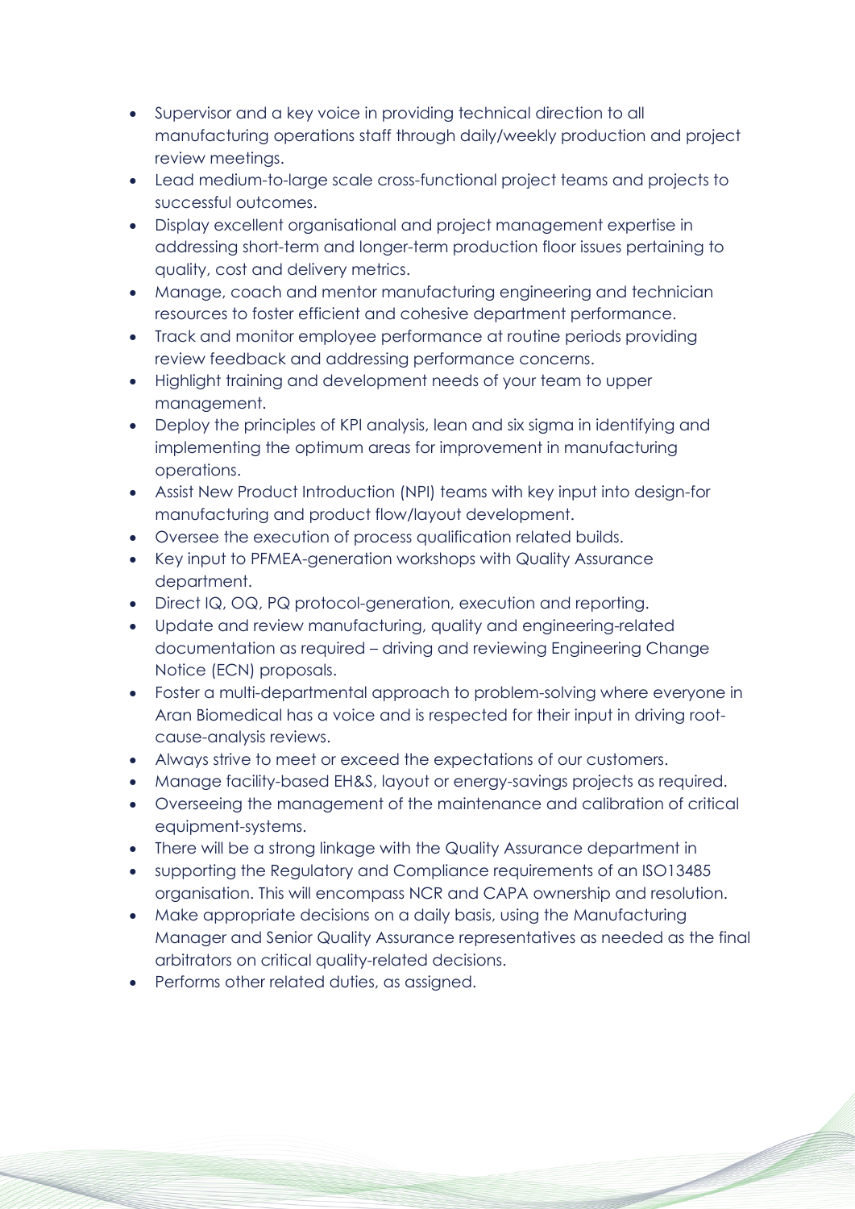- Supervisor and a key voice in providing technical direction to all manufacturing operations staff through daily/weekly production and project review meetings.
- Lead medium-to-large scale cross-functional project teams and projects to successful outcomes.
- Display excellent organisational and project management expertise in addressing short-term and longer-term production floor issues pertaining to quality, cost and delivery metrics.
- Manage, coach and mentor manufacturing engineering and technician resources to foster efficient and cohesive department performance.
- Track and monitor employee performance at routine periods providing review feedback and addressing performance concerns.
- Highlight training and development needs of your team to upper management.
- Deploy the principles of KPI analysis, lean and six sigma in identifying and implementing the optimum areas for improvement in manufacturing operations.
- Assist New Product Introduction (NPI) teams with key input into design-for manufacturing and product flow/layout development.
- Oversee the execution of process qualification related builds.
- Key input to PFMEA-generation workshops with Quality Assurance department.
- Direct IQ, OQ, PQ protocol-generation, execution and reporting.
- Update and review manufacturing, quality and engineering-related documentation as required – driving and reviewing Engineering Change Notice (ECN) proposals.
- Foster a multi-departmental approach to problem-solving where everyone in Aran Biomedical has a voice and is respected for their input in driving root-cause-analysis reviews.
- Always strive to meet or exceed the expectations of our customers.
- Manage facility-based EH&S, layout or energy-savings projects as required.
- Overseeing the management of the maintenance and calibration of critical equipment-systems.
- There will be a strong linkage with the Quality Assurance department in
- supporting the Regulatory and Compliance requirements of an ISO13485 organisation. This will encompass NCR and CAPA ownership and resolution.
- Make appropriate decisions on a daily basis, using the Manufacturing Manager and Senior Quality Assurance representatives as needed as the final arbitrators on critical quality-related decisions.
- Performs other related duties, as assigned.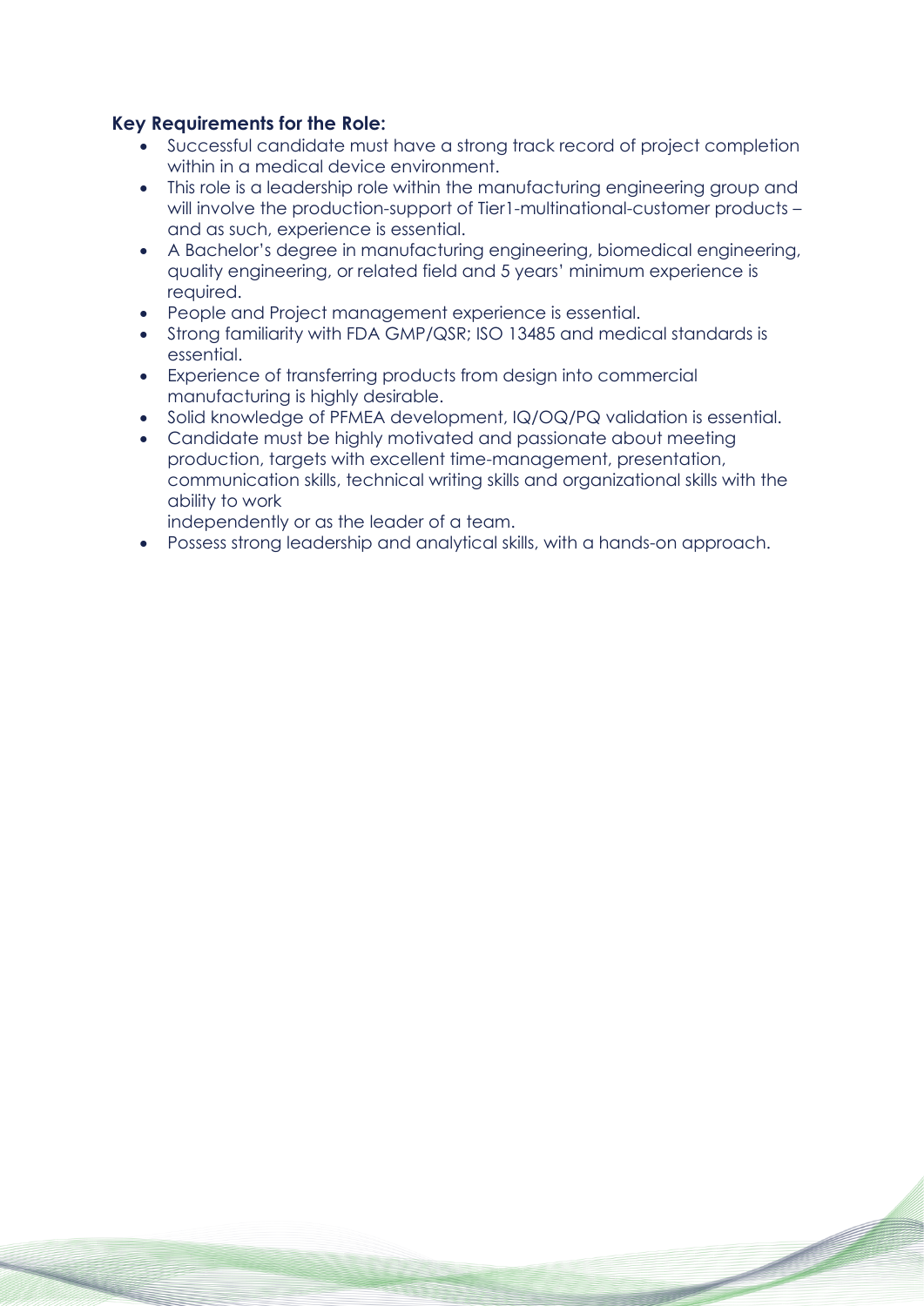**Key Requirements for the Role:**

- Successful candidate must have a strong track record of project completion within in a medical device environment.
- This role is a leadership role within the manufacturing engineering group and will involve the production-support of Tier1-multinational-customer products – and as such, experience is essential.
- A Bachelor's degree in manufacturing engineering, biomedical engineering, quality engineering, or related field and 5 years' minimum experience is required.
- People and Project management experience is essential.
- Strong familiarity with FDA GMP/QSR; ISO 13485 and medical standards is essential.
- Experience of transferring products from design into commercial manufacturing is highly desirable.
- Solid knowledge of PFMEA development, IQ/OQ/PQ validation is essential.
- Candidate must be highly motivated and passionate about meeting production, targets with excellent time-management, presentation, communication skills, technical writing skills and organizational skills with the ability to work independently or as the leader of a team.
- Possess strong leadership and analytical skills, with a hands-on approach.